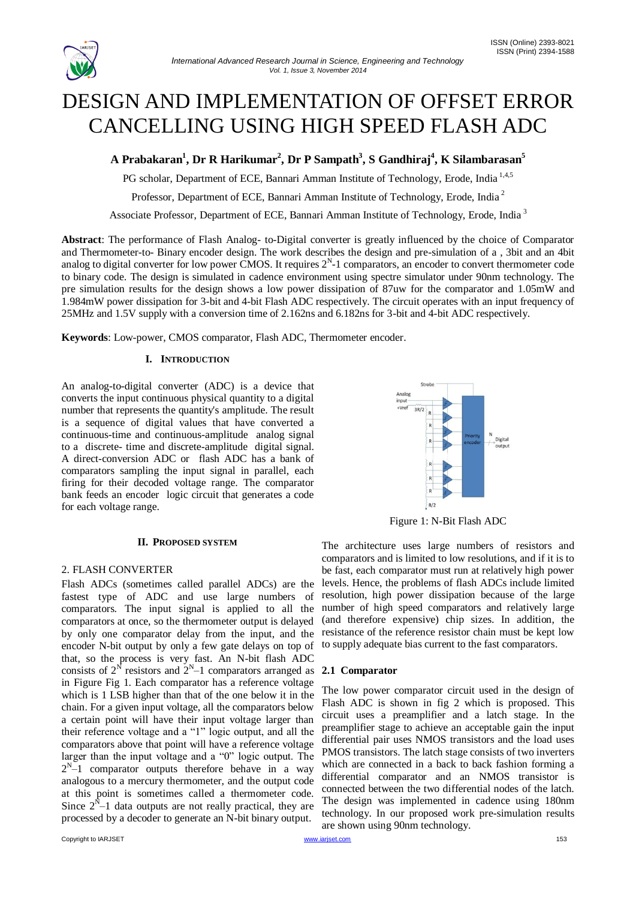# DESIGN AND IMPLEMENTATION OF OFFSET ERROR CANCELLING USING HIGH SPEED FLASH ADC

**A Prabakaran[1], Dr R Harikumar[2], Dr P Sampath[3], S Gandhiraj[4], K Silambarasan[5]**

PG scholar, Department of ECE, Bannari Amman Institute of Technology, Erode, India [1,4,5]

Professor, Department of ECE, Bannari Amman Institute of Technology, Erode, India [2]

Associate Professor, Department of ECE, Bannari Amman Institute of Technology, Erode, India [3]

**Abstract**: The performance of Flash Analog- to-Digital converter is greatly influenced by the choice of Comparator and Thermometer-to- Binary encoder design. The work describes the design and pre-simulation of a , 3bit and an 4bit analog to digital converter for low power CMOS. It requires $2^N$-1 comparators, an encoder to convert thermometer code to binary code. The design is simulated in cadence environment using spectre simulator under 90nm technology. The pre simulation results for the design shows a low power dissipation of 87uw for the comparator and 1.05mW and 1.984mW power dissipation for 3-bit and 4-bit Flash ADC respectively. The circuit operates with an input frequency of 25MHz and 1.5V supply with a conversion time of 2.162ns and 6.182ns for 3-bit and 4-bit ADC respectively.

**Keywords**: Low-power, CMOS comparator, Flash ADC, Thermometer encoder.

## I. INTRODUCTION

An analog-to-digital converter (ADC) is a device that converts the input continuous physical quantity to a digital number that represents the quantity's amplitude. The result is a sequence of digital values that have converted a continuous-time and continuous-amplitude analog signal to a discrete- time and discrete-amplitude digital signal. A direct-conversion ADC or flash ADC has a bank of comparators sampling the input signal in parallel, each firing for their decoded voltage range. The comparator bank feeds an encoder logic circuit that generates a code for each voltage range.

## II. PROPOSED SYSTEM

### 2. FLASH CONVERTER

Flash ADCs (sometimes called parallel ADCs) are the fastest type of ADC and use large numbers of comparators. The input signal is applied to all the comparators at once, so the thermometer output is delayed by only one comparator delay from the input, and the encoder N-bit output by only a few gate delays on top of that, so the process is very fast. An N-bit flash ADC consists of $2^N$ resistors and $2^N$–1 comparators arranged as in Figure Fig 1. Each comparator has a reference voltage which is 1 LSB higher than that of the one below it in the chain. For a given input voltage, all the comparators below a certain point will have their input voltage larger than their reference voltage and a "1" logic output, and all the comparators above that point will have a reference voltage larger than the input voltage and a "0" logic output. The $2^N$–1 comparator outputs therefore behave in a way analogous to a mercury thermometer, and the output code at this point is sometimes called a thermometer code. Since $2^N$–1 data outputs are not really practical, they are processed by a decoder to generate an N-bit binary output.

Figure 1: N-Bit Flash ADC

The architecture uses large numbers of resistors and comparators and is limited to low resolutions, and if it is to be fast, each comparator must run at relatively high power levels. Hence, the problems of flash ADCs include limited resolution, high power dissipation because of the large number of high speed comparators and relatively large (and therefore expensive) chip sizes. In addition, the resistance of the reference resistor chain must be kept low to supply adequate bias current to the fast comparators.

### 2.1 Comparator

The low power comparator circuit used in the design of Flash ADC is shown in fig 2 which is proposed. This circuit uses a preamplifier and a latch stage. In the preamplifier stage to achieve an acceptable gain the input differential pair uses NMOS transistors and the load uses PMOS transistors. The latch stage consists of two inverters which are connected in a back to back fashion forming a differential comparator and an NMOS transistor is connected between the two differential nodes of the latch. The design was implemented in cadence using 180nm technology. In our proposed work pre-simulation results are shown using 90nm technology.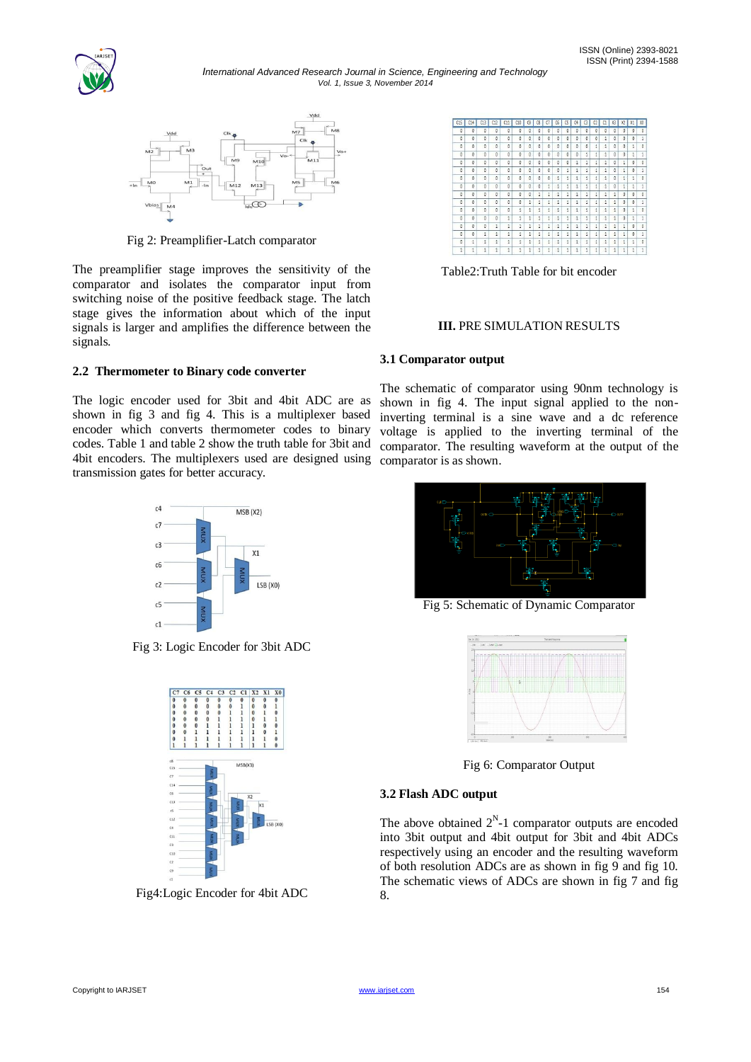Fig 2: Preamplifier-Latch comparator

The preamplifier stage improves the sensitivity of the comparator and isolates the comparator input from switching noise of the positive feedback stage. The latch stage gives the information about which of the input signals is larger and amplifies the difference between the signals.

### 2.2 Thermometer to Binary code converter

The logic encoder used for 3bit and 4bit ADC are as shown in fig 3 and fig 4. This is a multiplexer based encoder which converts thermometer codes to binary codes. Table 1 and table 2 show the truth table for 3bit and 4bit encoders. The multiplexers used are designed using transmission gates for better accuracy.

Fig 3: Logic Encoder for 3bit ADC

| C7 | C6 | C5 | C4 | C3 | C2 | C1 | X2 | X1 | X0 |
|---|---|---|---|---|---|---|---|---|---|
| 0 | 0 | 0 | 0 | 0 | 0 | 0 | 0 | 0 | 0 |
| 0 | 0 | 0 | 0 | 0 | 0 | 1 | 0 | 0 | 1 |
| 0 | 0 | 0 | 0 | 0 | 1 | 1 | 0 | 1 | 0 |
| 0 | 0 | 0 | 0 | 1 | 1 | 1 | 0 | 1 | 1 |
| 0 | 0 | 0 | 1 | 1 | 1 | 1 | 1 | 0 | 0 |
| 0 | 0 | 1 | 1 | 1 | 1 | 1 | 1 | 0 | 1 |
| 0 | 1 | 1 | 1 | 1 | 1 | 1 | 1 | 1 | 0 |
| 1 | 1 | 1 | 1 | 1 | 1 | 1 | 1 | 1 | 1 |

Fig4:Logic Encoder for 4bit ADC

| C15 | C14 | C13 | C12 | C11 | C10 | C9 | C8 | C7 | C6 | C5 | C4 | C3 | C2 | C1 | X3 | X2 | X1 | X0 |
|---|---|---|---|---|---|---|---|---|---|---|---|---|---|---|---|---|---|---|
| 0 | 0 | 0 | 0 | 0 | 0 | 0 | 0 | 0 | 0 | 0 | 0 | 0 | 0 | 0 | 0 | 0 | 0 | 0 |
| 0 | 0 | 0 | 0 | 0 | 0 | 0 | 0 | 0 | 0 | 0 | 0 | 0 | 0 | 1 | 0 | 0 | 0 | 1 |
| 0 | 0 | 0 | 0 | 0 | 0 | 0 | 0 | 0 | 0 | 0 | 0 | 0 | 1 | 1 | 0 | 0 | 1 | 0 |
| 0 | 0 | 0 | 0 | 0 | 0 | 0 | 0 | 0 | 0 | 0 | 0 | 1 | 1 | 1 | 0 | 0 | 1 | 1 |
| 0 | 0 | 0 | 0 | 0 | 0 | 0 | 0 | 0 | 0 | 0 | 1 | 1 | 1 | 1 | 0 | 1 | 0 | 0 |
| 0 | 0 | 0 | 0 | 0 | 0 | 0 | 0 | 0 | 0 | 1 | 1 | 1 | 1 | 1 | 0 | 1 | 0 | 1 |
| 0 | 0 | 0 | 0 | 0 | 0 | 0 | 0 | 0 | 1 | 1 | 1 | 1 | 1 | 1 | 0 | 1 | 1 | 0 |
| 0 | 0 | 0 | 0 | 0 | 0 | 0 | 0 | 1 | 1 | 1 | 1 | 1 | 1 | 1 | 0 | 1 | 1 | 1 |
| 0 | 0 | 0 | 0 | 0 | 0 | 0 | 1 | 1 | 1 | 1 | 1 | 1 | 1 | 1 | 1 | 0 | 0 | 0 |
| 0 | 0 | 0 | 0 | 0 | 0 | 1 | 1 | 1 | 1 | 1 | 1 | 1 | 1 | 1 | 1 | 0 | 0 | 1 |
| 0 | 0 | 0 | 0 | 0 | 1 | 1 | 1 | 1 | 1 | 1 | 1 | 1 | 1 | 1 | 1 | 0 | 1 | 0 |
| 0 | 0 | 0 | 0 | 1 | 1 | 1 | 1 | 1 | 1 | 1 | 1 | 1 | 1 | 1 | 1 | 0 | 1 | 1 |
| 0 | 0 | 0 | 1 | 1 | 1 | 1 | 1 | 1 | 1 | 1 | 1 | 1 | 1 | 1 | 1 | 1 | 0 | 0 |
| 0 | 0 | 1 | 1 | 1 | 1 | 1 | 1 | 1 | 1 | 1 | 1 | 1 | 1 | 1 | 1 | 1 | 0 | 1 |
| 0 | 1 | 1 | 1 | 1 | 1 | 1 | 1 | 1 | 1 | 1 | 1 | 1 | 1 | 1 | 1 | 1 | 1 | 0 |
| 1 | 1 | 1 | 1 | 1 | 1 | 1 | 1 | 1 | 1 | 1 | 1 | 1 | 1 | 1 | 1 | 1 | 1 | 1 |

Table2:Truth Table for bit encoder

## III. PRE SIMULATION RESULTS

### 3.1 Comparator output

The schematic of comparator using 90nm technology is shown in fig 4. The input signal applied to the non-inverting terminal is a sine wave and a dc reference voltage is applied to the inverting terminal of the comparator. The resulting waveform at the output of the comparator is as shown.

Fig 5: Schematic of Dynamic Comparator

Fig 6: Comparator Output

### 3.2 Flash ADC output

The above obtained $2^N$-1 comparator outputs are encoded into 3bit output and 4bit output for 3bit and 4bit ADCs respectively using an encoder and the resulting waveform of both resolution ADCs are as shown in fig 9 and fig 10. The schematic views of ADCs are shown in fig 7 and fig 8.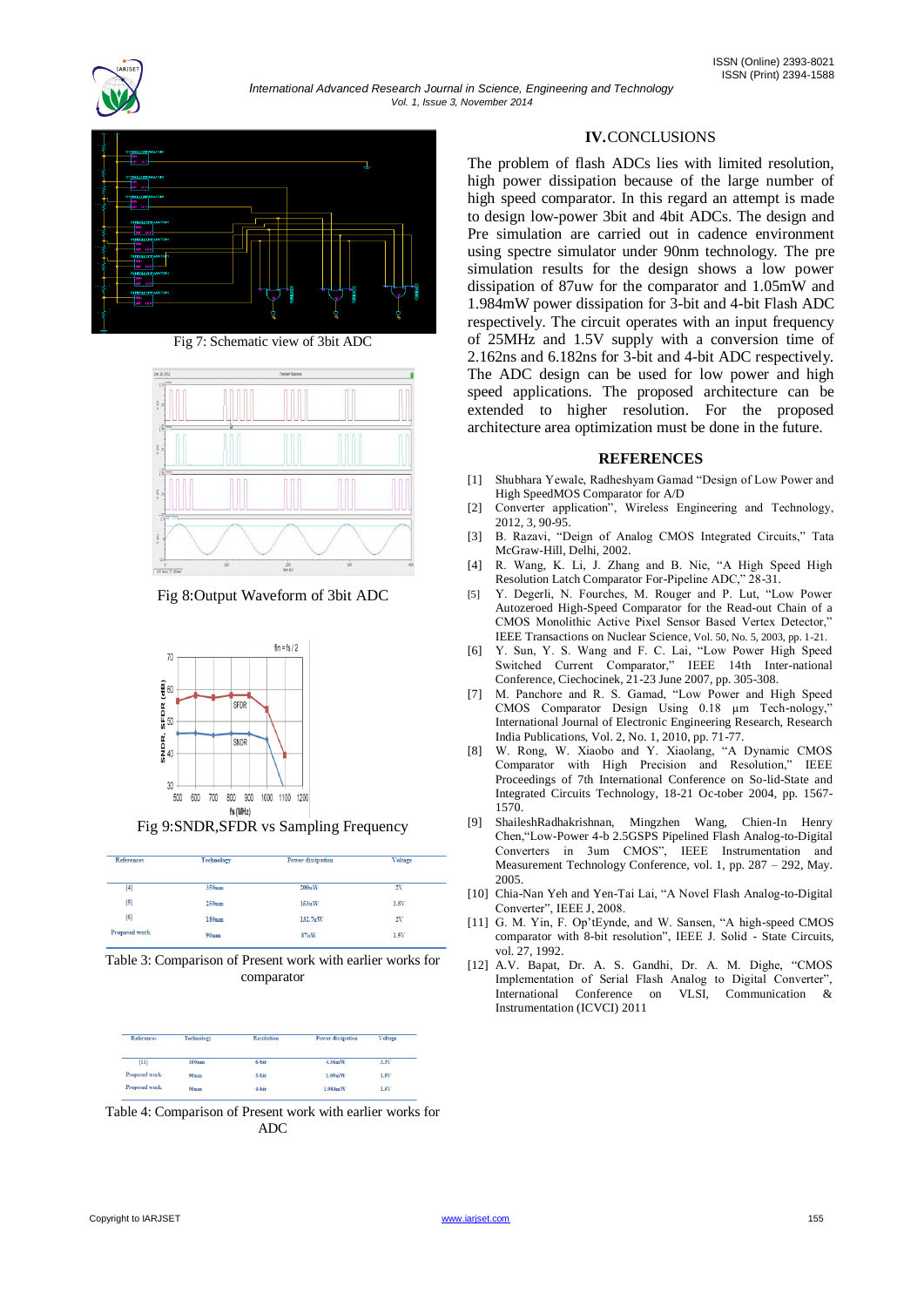Fig 7: Schematic view of 3bit ADC

Fig 8:Output Waveform of 3bit ADC

fin = fs / 2

70

60

50

40

30

SNDR, SFDR (dB)

SFDR

SNDR

500 600 700 800 900 1000 1100 1200

fs (MHz)

Fig 9:SNDR,SFDR vs Sampling Frequency

| References | Technology | Power dissipation | Voltage |
|---|---|---|---|
| [4] | 350nm | 200uW | 2V |
| [5] | 250nm | 165uW | 1.8V |
| [6] | 180nm | 132.7uW | 2V |
| Proposed work | 90nm | 87uW | 1.5V |

Table 3: Comparison of Present work with earlier works for comparator

| References | Technology | Resolution | Power dissipation | Voltage |
|---|---|---|---|---|
| [11] | 350nm | 6-bit | 4.36mW | 3.3V |
| Proposed work | 90nm | 3-bit | 1.05mW | 1.5V |
| Proposed work | 90nm | 4-bit | 1.984mW | 1.5V |

Table 4: Comparison of Present work with earlier works for ADC

## IV. CONCLUSIONS

The problem of flash ADCs lies with limited resolution, high power dissipation because of the large number of high speed comparator. In this regard an attempt is made to design low-power 3bit and 4bit ADCs. The design and Pre simulation are carried out in cadence environment using spectre simulator under 90nm technology. The pre simulation results for the design shows a low power dissipation of 87uw for the comparator and 1.05mW and 1.984mW power dissipation for 3-bit and 4-bit Flash ADC respectively. The circuit operates with an input frequency of 25MHz and 1.5V supply with a conversion time of 2.162ns and 6.182ns for 3-bit and 4-bit ADC respectively. The ADC design can be used for low power and high speed applications. The proposed architecture can be extended to higher resolution. For the proposed architecture area optimization must be done in the future.

## REFERENCES

[1] Shubhara Yewale, Radheshyam Gamad "Design of Low Power and High SpeedMOS Comparator for A/D

[2] Converter application", Wireless Engineering and Technology, 2012, 3, 90-95.

[3] B. Razavi, "Deign of Analog CMOS Integrated Circuits," Tata McGraw-Hill, Delhi, 2002.

[4] R. Wang, K. Li, J. Zhang and B. Nie, "A High Speed High Resolution Latch Comparator For-Pipeline ADC," 28-31.

[5] Y. Degerli, N. Fourches, M. Rouger and P. Lut, "Low Power Autozeroed High-Speed Comparator for the Read-out Chain of a CMOS Monolithic Active Pixel Sensor Based Vertex Detector," IEEE Transactions on Nuclear Science, Vol. 50, No. 5, 2003, pp. 1-21.

[6] Y. Sun, Y. S. Wang and F. C. Lai, "Low Power High Speed Switched Current Comparator," IEEE 14th Inter-national Conference, Ciechocinek, 21-23 June 2007, pp. 305-308.

[7] M. Panchore and R. S. Gamad, "Low Power and High Speed CMOS Comparator Design Using 0.18 µm Tech-nology," International Journal of Electronic Engineering Research, Research India Publications, Vol. 2, No. 1, 2010, pp. 71-77.

[8] W. Rong, W. Xiaobo and Y. Xiaolang, "A Dynamic CMOS Comparator with High Precision and Resolution," IEEE Proceedings of 7th International Conference on So-lid-State and Integrated Circuits Technology, 18-21 Oc-tober 2004, pp. 1567-1570.

[9] ShaileshRadhakrishnan, Mingzhen Wang, Chien-In Henry Chen,"Low-Power 4-b 2.5GSPS Pipelined Flash Analog-to-Digital Converters in 3um CMOS", IEEE Instrumentation and Measurement Technology Conference, vol. 1, pp. 287 – 292, May. 2005.

[10] Chia-Nan Yeh and Yen-Tai Lai, "A Novel Flash Analog-to-Digital Converter", IEEE J, 2008.

[11] G. M. Yin, F. Op'tEynde, and W. Sansen, "A high-speed CMOS comparator with 8-bit resolution", IEEE J. Solid - State Circuits, vol. 27, 1992.

[12] A.V. Bapat, Dr. A. S. Gandhi, Dr. A. M. Dighe, "CMOS Implementation of Optimal Flash Analog to Digital Converter", International Conference on VLSI, Communication & Instrumentation (ICVCI) 2011